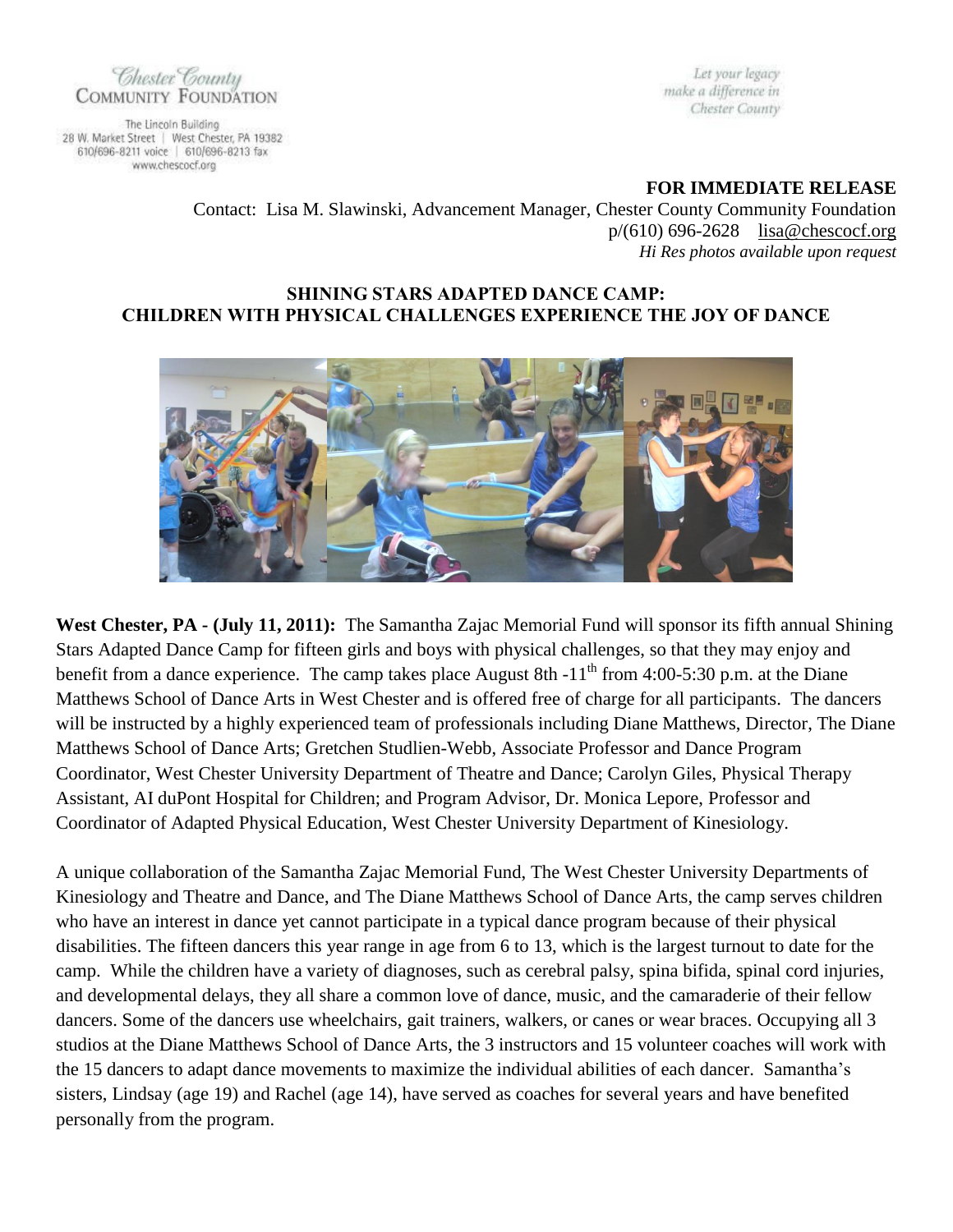Chester County COMMUNITY FOUNDATION

The Lincoln Building
28 W. Market Street | West Chester, PA 19382
610/696-8211 voice | 610/696-8213 fax
www.chescocf.org

*Let your legacy make a difference in Chester County*

**FOR IMMEDIATE RELEASE**

Contact: Lisa M. Slawinski, Advancement Manager, Chester County Community Foundation
p/(610) 696-2628 lisa@chescocf.org
*Hi Res photos available upon request*

## SHINING STARS ADAPTED DANCE CAMP:
## CHILDREN WITH PHYSICAL CHALLENGES EXPERIENCE THE JOY OF DANCE

**West Chester, PA - (July 11, 2011):** The Samantha Zajac Memorial Fund will sponsor its fifth annual Shining Stars Adapted Dance Camp for fifteen girls and boys with physical challenges, so that they may enjoy and benefit from a dance experience. The camp takes place August 8th -11th from 4:00-5:30 p.m. at the Diane Matthews School of Dance Arts in West Chester and is offered free of charge for all participants. The dancers will be instructed by a highly experienced team of professionals including Diane Matthews, Director, The Diane Matthews School of Dance Arts; Gretchen Studlien-Webb, Associate Professor and Dance Program Coordinator, West Chester University Department of Theatre and Dance; Carolyn Giles, Physical Therapy Assistant, AI duPont Hospital for Children; and Program Advisor, Dr. Monica Lepore, Professor and Coordinator of Adapted Physical Education, West Chester University Department of Kinesiology.

A unique collaboration of the Samantha Zajac Memorial Fund, The West Chester University Departments of Kinesiology and Theatre and Dance, and The Diane Matthews School of Dance Arts, the camp serves children who have an interest in dance yet cannot participate in a typical dance program because of their physical disabilities. The fifteen dancers this year range in age from 6 to 13, which is the largest turnout to date for the camp. While the children have a variety of diagnoses, such as cerebral palsy, spina bifida, spinal cord injuries, and developmental delays, they all share a common love of dance, music, and the camaraderie of their fellow dancers. Some of the dancers use wheelchairs, gait trainers, walkers, or canes or wear braces. Occupying all 3 studios at the Diane Matthews School of Dance Arts, the 3 instructors and 15 volunteer coaches will work with the 15 dancers to adapt dance movements to maximize the individual abilities of each dancer. Samantha's sisters, Lindsay (age 19) and Rachel (age 14), have served as coaches for several years and have benefited personally from the program.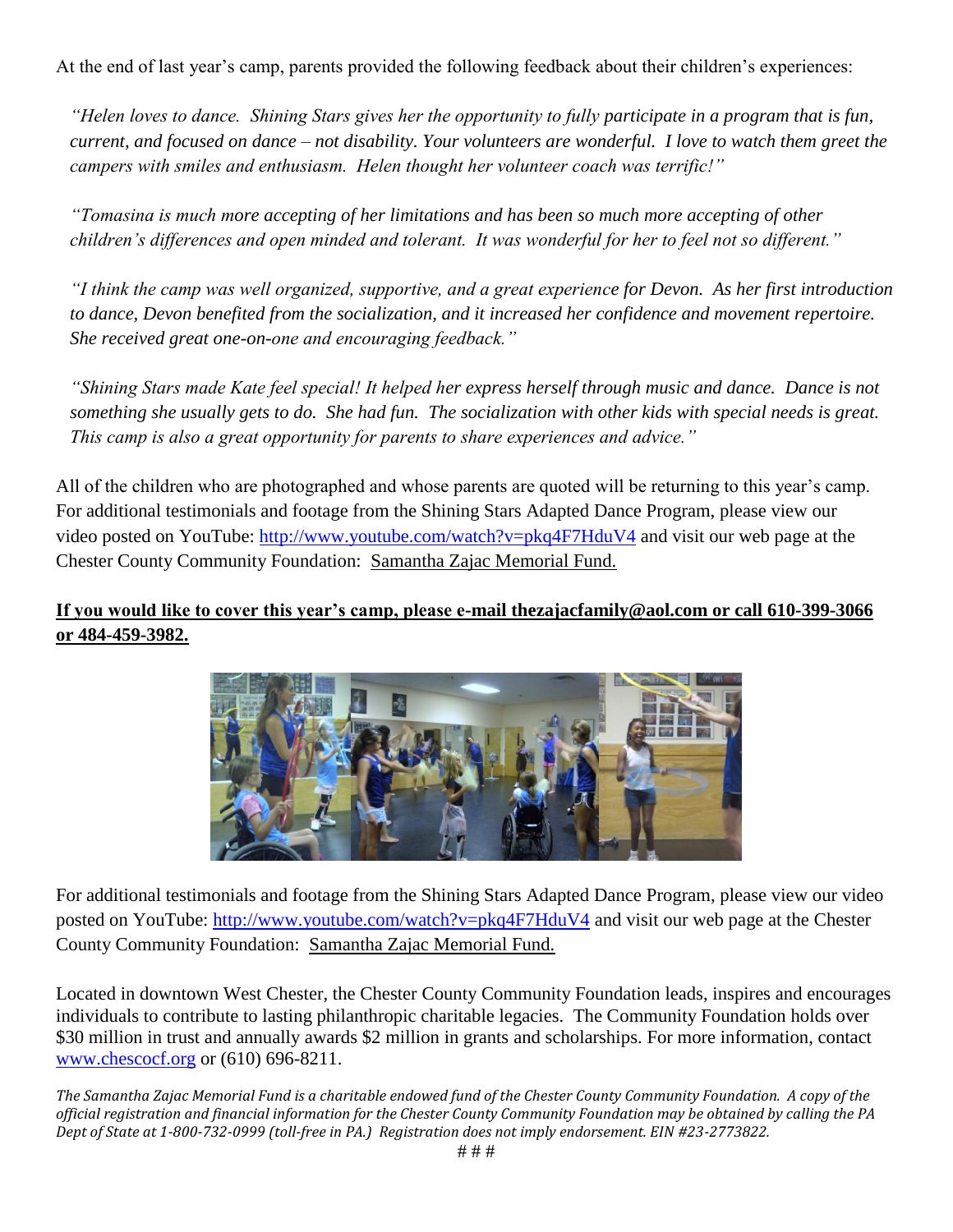At the end of last year's camp, parents provided the following feedback about their children's experiences:

*"Helen loves to dance. Shining Stars gives her the opportunity to fully participate in a program that is fun, current, and focused on dance – not disability. Your volunteers are wonderful. I love to watch them greet the campers with smiles and enthusiasm. Helen thought her volunteer coach was terrific!"*

*"Tomasina is much more accepting of her limitations and has been so much more accepting of other children's differences and open minded and tolerant. It was wonderful for her to feel not so different."*

*"I think the camp was well organized, supportive, and a great experience for Devon. As her first introduction to dance, Devon benefited from the socialization, and it increased her confidence and movement repertoire. She received great one-on-one and encouraging feedback."*

*"Shining Stars made Kate feel special! It helped her express herself through music and dance. Dance is not something she usually gets to do. She had fun. The socialization with other kids with special needs is great. This camp is also a great opportunity for parents to share experiences and advice."*

All of the children who are photographed and whose parents are quoted will be returning to this year's camp. For additional testimonials and footage from the Shining Stars Adapted Dance Program, please view our video posted on YouTube: http://www.youtube.com/watch?v=pkq4F7HduV4 and visit our web page at the Chester County Community Foundation: Samantha Zajac Memorial Fund.

**If you would like to cover this year's camp, please e-mail thezajacfamily@aol.com or call 610-399-3066 or 484-459-3982.**

For additional testimonials and footage from the Shining Stars Adapted Dance Program, please view our video posted on YouTube: http://www.youtube.com/watch?v=pkq4F7HduV4 and visit our web page at the Chester County Community Foundation: Samantha Zajac Memorial Fund.

Located in downtown West Chester, the Chester County Community Foundation leads, inspires and encourages individuals to contribute to lasting philanthropic charitable legacies. The Community Foundation holds over $30 million in trust and annually awards $2 million in grants and scholarships. For more information, contact www.chescocf.org or (610) 696-8211.

*The Samantha Zajac Memorial Fund is a charitable endowed fund of the Chester County Community Foundation. A copy of the official registration and financial information for the Chester County Community Foundation may be obtained by calling the PA Dept of State at 1-800-732-0999 (toll-free in PA.) Registration does not imply endorsement. EIN #23-2773822.*

# # #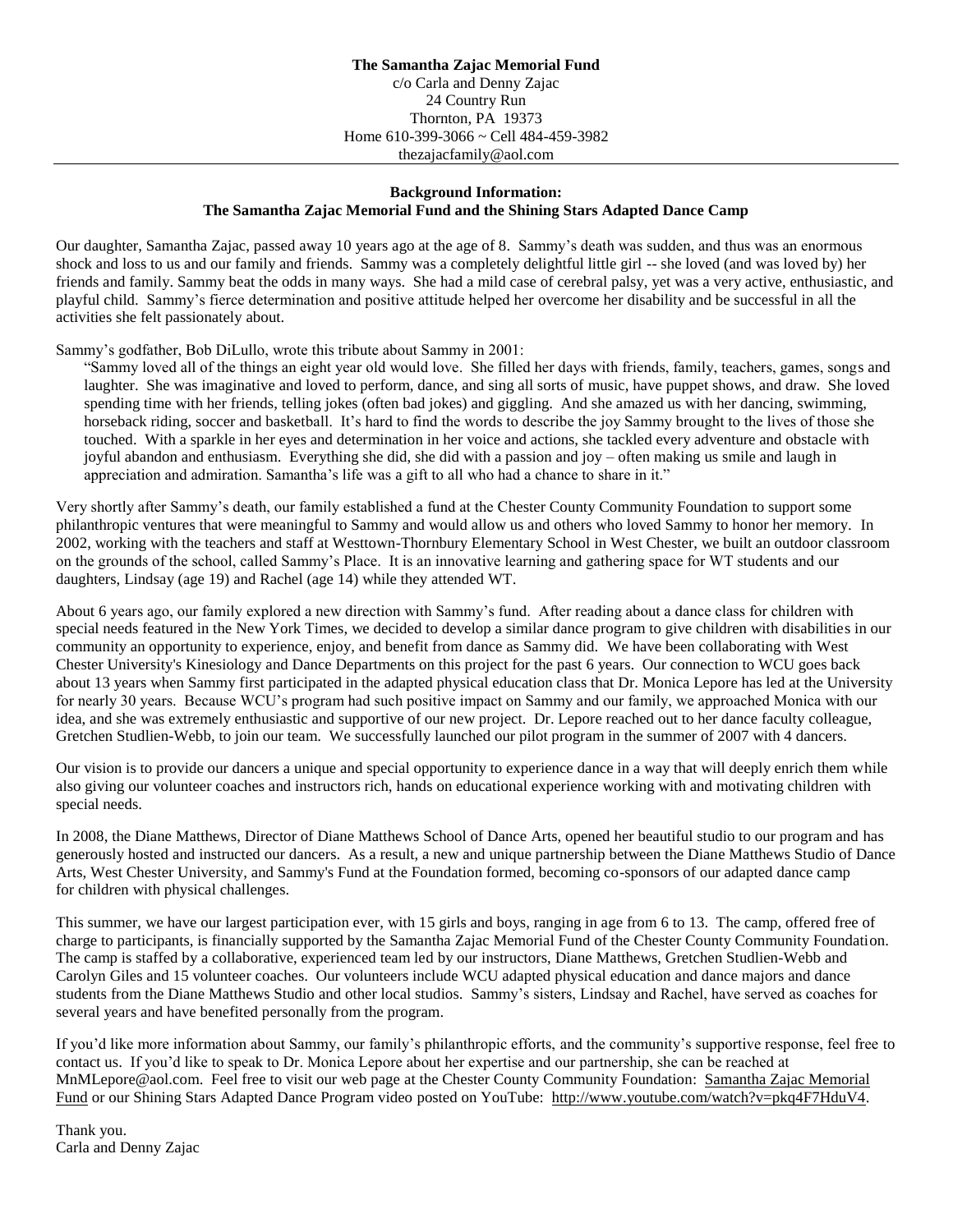**The Samantha Zajac Memorial Fund**
c/o Carla and Denny Zajac
24 Country Run
Thornton, PA 19373
Home 610-399-3066 ~ Cell 484-459-3982
thezajacfamily@aol.com

---

**Background Information:**
**The Samantha Zajac Memorial Fund and the Shining Stars Adapted Dance Camp**

Our daughter, Samantha Zajac, passed away 10 years ago at the age of 8. Sammy's death was sudden, and thus was an enormous shock and loss to us and our family and friends. Sammy was a completely delightful little girl -- she loved (and was loved by) her friends and family. Sammy beat the odds in many ways. She had a mild case of cerebral palsy, yet was a very active, enthusiastic, and playful child. Sammy's fierce determination and positive attitude helped her overcome her disability and be successful in all the activities she felt passionately about.

Sammy's godfather, Bob DiLullo, wrote this tribute about Sammy in 2001:

> "Sammy loved all of the things an eight year old would love. She filled her days with friends, family, teachers, games, songs and laughter. She was imaginative and loved to perform, dance, and sing all sorts of music, have puppet shows, and draw. She loved spending time with her friends, telling jokes (often bad jokes) and giggling. And she amazed us with her dancing, swimming, horseback riding, soccer and basketball. It's hard to find the words to describe the joy Sammy brought to the lives of those she touched. With a sparkle in her eyes and determination in her voice and actions, she tackled every adventure and obstacle with joyful abandon and enthusiasm. Everything she did, she did with a passion and joy – often making us smile and laugh in appreciation and admiration. Samantha's life was a gift to all who had a chance to share in it."

Very shortly after Sammy's death, our family established a fund at the Chester County Community Foundation to support some philanthropic ventures that were meaningful to Sammy and would allow us and others who loved Sammy to honor her memory. In 2002, working with the teachers and staff at Westtown-Thornbury Elementary School in West Chester, we built an outdoor classroom on the grounds of the school, called Sammy's Place. It is an innovative learning and gathering space for WT students and our daughters, Lindsay (age 19) and Rachel (age 14) while they attended WT.

About 6 years ago, our family explored a new direction with Sammy's fund. After reading about a dance class for children with special needs featured in the New York Times, we decided to develop a similar dance program to give children with disabilities in our community an opportunity to experience, enjoy, and benefit from dance as Sammy did. We have been collaborating with West Chester University's Kinesiology and Dance Departments on this project for the past 6 years. Our connection to WCU goes back about 13 years when Sammy first participated in the adapted physical education class that Dr. Monica Lepore has led at the University for nearly 30 years. Because WCU's program had such positive impact on Sammy and our family, we approached Monica with our idea, and she was extremely enthusiastic and supportive of our new project. Dr. Lepore reached out to her dance faculty colleague, Gretchen Studlien-Webb, to join our team. We successfully launched our pilot program in the summer of 2007 with 4 dancers.

Our vision is to provide our dancers a unique and special opportunity to experience dance in a way that will deeply enrich them while also giving our volunteer coaches and instructors rich, hands on educational experience working with and motivating children with special needs.

In 2008, the Diane Matthews, Director of Diane Matthews School of Dance Arts, opened her beautiful studio to our program and has generously hosted and instructed our dancers. As a result, a new and unique partnership between the Diane Matthews Studio of Dance Arts, West Chester University, and Sammy's Fund at the Foundation formed, becoming co-sponsors of our adapted dance camp for children with physical challenges.

This summer, we have our largest participation ever, with 15 girls and boys, ranging in age from 6 to 13. The camp, offered free of charge to participants, is financially supported by the Samantha Zajac Memorial Fund of the Chester County Community Foundation. The camp is staffed by a collaborative, experienced team led by our instructors, Diane Matthews, Gretchen Studlien-Webb and Carolyn Giles and 15 volunteer coaches. Our volunteers include WCU adapted physical education and dance majors and dance students from the Diane Matthews Studio and other local studios. Sammy's sisters, Lindsay and Rachel, have served as coaches for several years and have benefited personally from the program.

If you'd like more information about Sammy, our family's philanthropic efforts, and the community's supportive response, feel free to contact us. If you'd like to speak to Dr. Monica Lepore about her expertise and our partnership, she can be reached at MnMLepore@aol.com. Feel free to visit our web page at the Chester County Community Foundation: Samantha Zajac Memorial Fund or our Shining Stars Adapted Dance Program video posted on YouTube: http://www.youtube.com/watch?v=pkq4F7HduV4.

Thank you.
Carla and Denny Zajac